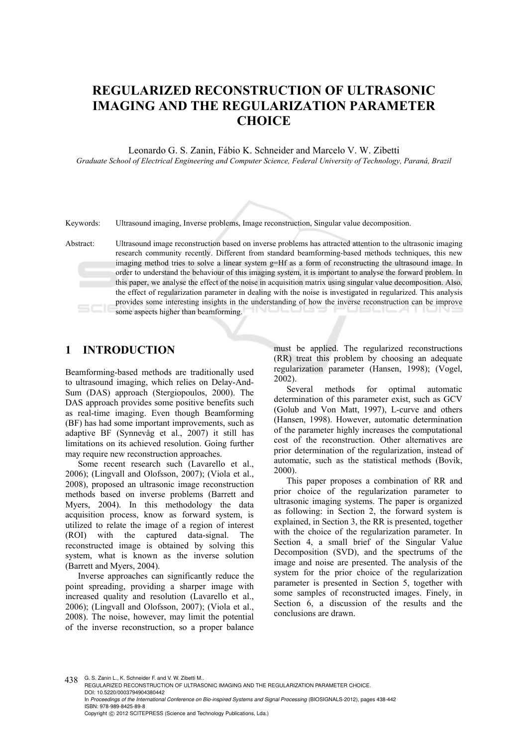# REGULARIZED RECONSTRUCTION OF ULTRASONIC IMAGING AND THE REGULARIZATION PARAMETER CHOICE

Leonardo G. S. Zanin, Fábio K. Schneider and Marcelo V. W. Zibetti

*Graduate School of Electrical Engineering and Computer Science, Federal University of Technology, Paraná, Brazil*

Keywords: Ultrasound imaging, Inverse problems, Image reconstruction, Singular value decomposition.

Abstract: Ultrasound image reconstruction based on inverse problems has attracted attention to the ultrasonic imaging research community recently. Different from standard beamforming-based methods techniques, this new imaging method tries to solve a linear system g=Hf as a form of reconstructing the ultrasound image. In order to understand the behaviour of this imaging system, it is important to analyse the forward problem. In this paper, we analyse the effect of the noise in acquisition matrix using singular value decomposition. Also, the effect of regularization parameter in dealing with the noise is investigated in regularized. This analysis provides some interesting insights in the understanding of how the inverse reconstruction can be improve some aspects higher than beamforming.

## 1 INTRODUCTION

Beamforming-based methods are traditionally used to ultrasound imaging, which relies on Delay-And-Sum (DAS) approach (Stergiopoulos, 2000). The DAS approach provides some positive benefits such as real-time imaging. Even though Beamforming (BF) has had some important improvements, such as adaptive BF (Synnevåg et al., 2007) it still has limitations on its achieved resolution. Going further may require new reconstruction approaches.

Some recent research such (Lavarello et al., 2006); (Lingvall and Olofsson, 2007); (Viola et al., 2008), proposed an ultrasonic image reconstruction methods based on inverse problems (Barrett and Myers, 2004). In this methodology the data acquisition process, know as forward system, is utilized to relate the image of a region of interest (ROI) with the captured data-signal. The reconstructed image is obtained by solving this system, what is known as the inverse solution (Barrett and Myers, 2004).

Inverse approaches can significantly reduce the point spreading, providing a sharper image with increased quality and resolution (Lavarello et al., 2006); (Lingvall and Olofsson, 2007); (Viola et al., 2008). The noise, however, may limit the potential of the inverse reconstruction, so a proper balance must be applied. The regularized reconstructions (RR) treat this problem by choosing an adequate regularization parameter (Hansen, 1998); (Vogel, 2002).

Several methods for optimal automatic determination of this parameter exist, such as GCV (Golub and Von Matt, 1997), L-curve and others (Hansen, 1998). However, automatic determination of the parameter highly increases the computational cost of the reconstruction. Other alternatives are prior determination of the regularization, instead of automatic, such as the statistical methods (Bovik, 2000).

This paper proposes a combination of RR and prior choice of the regularization parameter to ultrasonic imaging systems. The paper is organized as following: in Section 2, the forward system is explained, in Section 3, the RR is presented, together with the choice of the regularization parameter. In Section 4, a small brief of the Singular Value Decomposition (SVD), and the spectrums of the image and noise are presented. The analysis of the system for the prior choice of the regularization parameter is presented in Section 5, together with some samples of reconstructed images. Finely, in Section 6, a discussion of the results and the conclusions are drawn.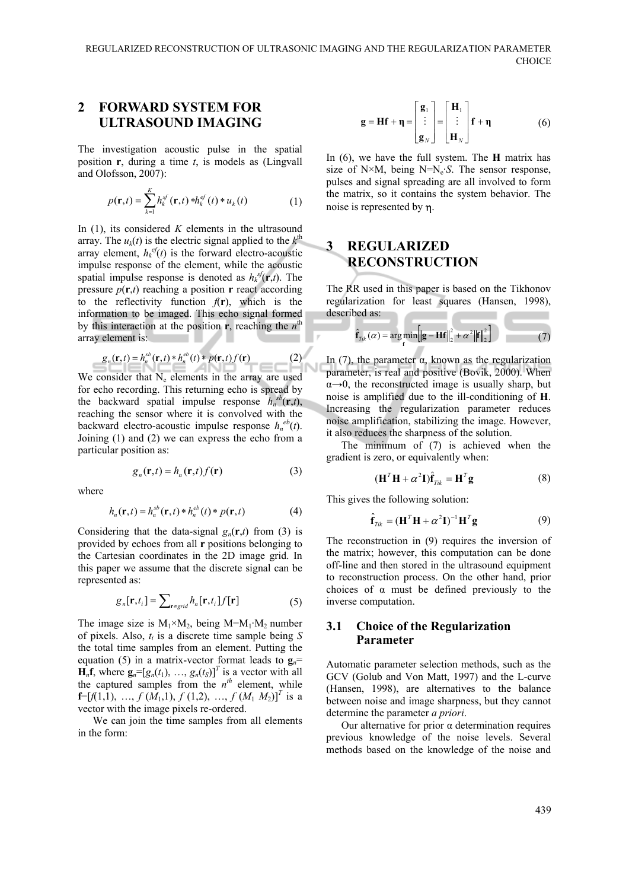## 2 FORWARD SYSTEM FOR ULTRASOUND IMAGING

The investigation acoustic pulse in the spatial position **r**, during a time *t*, is models as (Lingvall and Olofsson, 2007):

$$p(\mathbf{r},t) = \sum_{k=1}^{K} h_k^{sf}(\mathbf{r},t) * h_k^{ef}(t) * u_k(t) \tag{1}$$

In (1), its considered *K* elements in the ultrasound array. The $u_k(t)$ is the electric signal applied to the $k^{\text{th}}$ array element, $h_k^{ef}(t)$ is the forward electro-acoustic impulse response of the element, while the acoustic spatial impulse response is denoted as $h_k^{sf}(\mathbf{r},t)$. The pressure $p(\mathbf{r},t)$ reaching a position **r** react according to the reflectivity function $f(\mathbf{r})$, which is the information to be imaged. This echo signal formed by this interaction at the position **r**, reaching the $n^{\text{th}}$ array element is:

$$g_n(\mathbf{r},t) = h_n^{sb}(\mathbf{r},t) * h_n^{eb}(t) * p(\mathbf{r},t) f(\mathbf{r}) \tag{2}$$

We consider that $N_e$ elements in the array are used for echo recording. This returning echo is spread by the backward spatial impulse response $h_n^{sb}(\mathbf{r},t)$, reaching the sensor where it is convolved with the backward electro-acoustic impulse response $h_n^{eb}(t)$. Joining (1) and (2) we can express the echo from a particular position as:

$$g_n(\mathbf{r},t) = h_n(\mathbf{r},t) f(\mathbf{r}) \tag{3}$$

where

$$h_n(\mathbf{r},t) = h_n^{sb}(\mathbf{r},t) * h_n^{eb}(t) * p(\mathbf{r},t) \tag{4}$$

Considering that the data-signal $g_n(\mathbf{r},t)$ from (3) is provided by echoes from all **r** positions belonging to the Cartesian coordinates in the 2D image grid. In this paper we assume that the discrete signal can be represented as:

$$g_n[\mathbf{r},t_i] = \sum_{\mathbf{r}\in grid} h_n[\mathbf{r},t_i] f[\mathbf{r}] \tag{5}$$

The image size is $M_1 \times M_2$, being $M=M_1 \cdot M_2$ number of pixels. Also, $t_i$ is a discrete time sample being *S* the total time samples from an element. Putting the equation (5) in a matrix-vector format leads to $\mathbf{g}_n = \mathbf{H}_n\mathbf{f}$, where $\mathbf{g}_n=[g_n(t_1), \ldots, g_n(t_S)]^T$ is a vector with all the captured samples from the $n^{th}$ element, while $\mathbf{f}=[f(1,1), \ldots, f(M_1,1), f(1,2), \ldots, f(M_1\ M_2)]^T$ is a vector with the image pixels re-ordered.

We can join the time samples from all elements in the form:

$$\mathbf{g} = \mathbf{H}\mathbf{f} + \boldsymbol{\eta} = \begin{bmatrix} \mathbf{g}_1 \\ \vdots \\ \mathbf{g}_N \end{bmatrix} = \begin{bmatrix} \mathbf{H}_1 \\ \vdots \\ \mathbf{H}_N \end{bmatrix} \mathbf{f} + \boldsymbol{\eta} \tag{6}$$

In (6), we have the full system. The **H** matrix has size of N×M, being $N=N_e \cdot S$. The sensor response, pulses and signal spreading are all involved to form the matrix, so it contains the system behavior. The noise is represented by $\boldsymbol{\eta}$.

## 3 REGULARIZED RECONSTRUCTION

The RR used in this paper is based on the Tikhonov regularization for least squares (Hansen, 1998), described as:

$$\hat{\mathbf{f}}_{Tik}(\alpha) = \arg\min_{\mathbf{f}} \left[ \|\mathbf{g} - \mathbf{H}\mathbf{f}\|_2^2 + \alpha^2 \|\mathbf{f}\|_2^2 \right] \tag{7}$$

In (7), the parameter α, known as the regularization parameter, is real and positive (Bovik, 2000). When α→0, the reconstructed image is usually sharp, but noise is amplified due to the ill-conditioning of **H**. Increasing the regularization parameter reduces noise amplification, stabilizing the image. However, it also reduces the sharpness of the solution.

The minimum of (7) is achieved when the gradient is zero, or equivalently when:

$$(\mathbf{H}^T\mathbf{H} + \alpha^2\mathbf{I})\hat{\mathbf{f}}_{Tik} = \mathbf{H}^T\mathbf{g} \tag{8}$$

This gives the following solution:

$$\hat{\mathbf{f}}_{Tik} = (\mathbf{H}^T\mathbf{H} + \alpha^2\mathbf{I})^{-1}\mathbf{H}^T\mathbf{g} \tag{9}$$

The reconstruction in (9) requires the inversion of the matrix; however, this computation can be done off-line and then stored in the ultrasound equipment to reconstruction process. On the other hand, prior choices of α must be defined previously to the inverse computation.

### 3.1 Choice of the Regularization Parameter

Automatic parameter selection methods, such as the GCV (Golub and Von Matt, 1997) and the L-curve (Hansen, 1998), are alternatives to the balance between noise and image sharpness, but they cannot determine the parameter *a priori*.

Our alternative for prior α determination requires previous knowledge of the noise levels. Several methods based on the knowledge of the noise and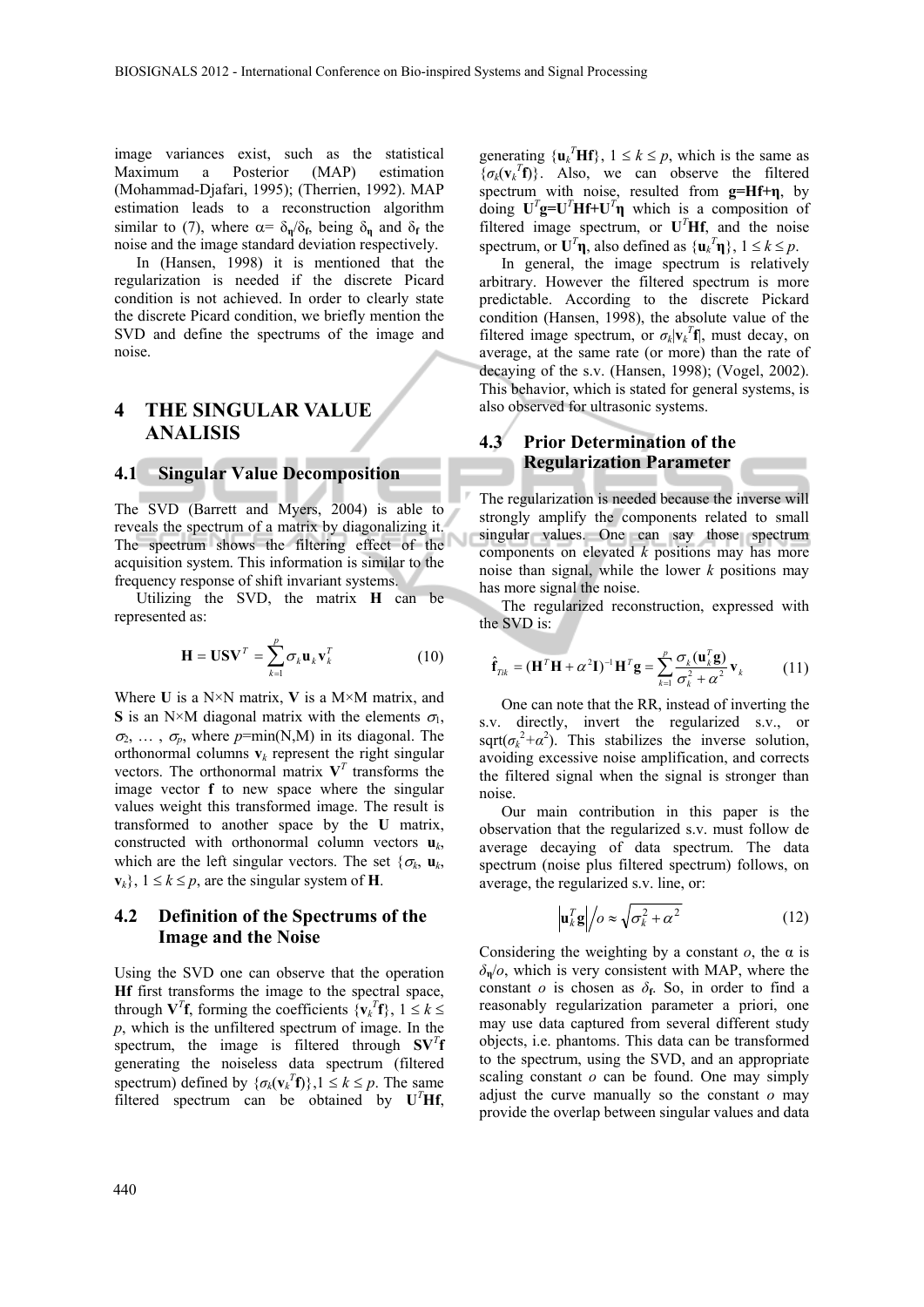image variances exist, such as the statistical Maximum a Posterior (MAP) estimation (Mohammad-Djafari, 1995); (Therrien, 1992). MAP estimation leads to a reconstruction algorithm similar to (7), where $\alpha = \delta_{\eta}/\delta_{f}$, being $\delta_{\eta}$ and $\delta_{f}$ the noise and the image standard deviation respectively.

In (Hansen, 1998) it is mentioned that the regularization is needed if the discrete Picard condition is not achieved. In order to clearly state the discrete Picard condition, we briefly mention the SVD and define the spectrums of the image and noise.

# 4 THE SINGULAR VALUE ANALISIS

## 4.1 Singular Value Decomposition

The SVD (Barrett and Myers, 2004) is able to reveals the spectrum of a matrix by diagonalizing it. The spectrum shows the filtering effect of the acquisition system. This information is similar to the frequency response of shift invariant systems.

Utilizing the SVD, the matrix **H** can be represented as:

$$\mathbf{H} = \mathbf{U}\mathbf{S}\mathbf{V}^{T} = \sum_{k=1}^{p} \sigma_k \mathbf{u}_k \mathbf{v}_k^{T} \tag{10}$$

Where **U** is a N×N matrix, **V** is a M×M matrix, and **S** is an N×M diagonal matrix with the elements $\sigma_1$, $\sigma_2$, … , $\sigma_p$, where $p$=min(N,M) in its diagonal. The orthonormal columns $\mathbf{v}_k$ represent the right singular vectors. The orthonormal matrix $\mathbf{V}^T$ transforms the image vector **f** to new space where the singular values weight this transformed image. The result is transformed to another space by the **U** matrix, constructed with orthonormal column vectors $\mathbf{u}_k$, which are the left singular vectors. The set $\{\sigma_k, \mathbf{u}_k, \mathbf{v}_k\}$, $1 \le k \le p$, are the singular system of **H**.

## 4.2 Definition of the Spectrums of the Image and the Noise

Using the SVD one can observe that the operation **Hf** first transforms the image to the spectral space, through $\mathbf{V}^T\mathbf{f}$, forming the coefficients $\{\mathbf{v}_k^T\mathbf{f}\}$, $1 \le k \le p$, which is the unfiltered spectrum of image. In the spectrum, the image is filtered through $\mathbf{S}\mathbf{V}^T\mathbf{f}$ generating the noiseless data spectrum (filtered spectrum) defined by $\{\sigma_k(\mathbf{v}_k^T\mathbf{f})\}, 1 \le k \le p$. The same filtered spectrum can be obtained by $\mathbf{U}^T\mathbf{H}\mathbf{f}$, generating $\{\mathbf{u}_k^T\mathbf{H}\mathbf{f}\}$, $1 \le k \le p$, which is the same as $\{\sigma_k(\mathbf{v}_k^T\mathbf{f})\}$. Also, we can observe the filtered spectrum with noise, resulted from $\mathbf{g}=\mathbf{H}\mathbf{f}+\boldsymbol{\eta}$, by doing $\mathbf{U}^T\mathbf{g}=\mathbf{U}^T\mathbf{H}\mathbf{f}+\mathbf{U}^T\boldsymbol{\eta}$ which is a composition of filtered image spectrum, or $\mathbf{U}^T\mathbf{H}\mathbf{f}$, and the noise spectrum, or $\mathbf{U}^T\boldsymbol{\eta}$, also defined as $\{\mathbf{u}_k^T\boldsymbol{\eta}\}$, $1 \le k \le p$.

In general, the image spectrum is relatively arbitrary. However the filtered spectrum is more predictable. According to the discrete Pickard condition (Hansen, 1998), the absolute value of the filtered image spectrum, or $\sigma_k|\mathbf{v}_k^T\mathbf{f}|$, must decay, on average, at the same rate (or more) than the rate of decaying of the s.v. (Hansen, 1998); (Vogel, 2002). This behavior, which is stated for general systems, is also observed for ultrasonic systems.

## 4.3 Prior Determination of the Regularization Parameter

The regularization is needed because the inverse will strongly amplify the components related to small singular values. One can say those spectrum components on elevated $k$ positions may has more noise than signal, while the lower $k$ positions may has more signal the noise.

The regularized reconstruction, expressed with the SVD is:

$$\hat{\mathbf{f}}_{Tik} = (\mathbf{H}^T\mathbf{H} + \alpha^2\mathbf{I})^{-1}\mathbf{H}^T\mathbf{g} = \sum_{k=1}^{p} \frac{\sigma_k(\mathbf{u}_k^T\mathbf{g})}{\sigma_k^2 + \alpha^2}\mathbf{v}_k \tag{11}$$

One can note that the RR, instead of inverting the s.v. directly, invert the regularized s.v., or sqrt($\sigma_k^2+\alpha^2$). This stabilizes the inverse solution, avoiding excessive noise amplification, and corrects the filtered signal when the signal is stronger than noise.

Our main contribution in this paper is the observation that the regularized s.v. must follow de average decaying of data spectrum. The data spectrum (noise plus filtered spectrum) follows, on average, the regularized s.v. line, or:

$$\left|\mathbf{u}_k^T\mathbf{g}\right| / o \approx \sqrt{\sigma_k^2 + \alpha^2} \tag{12}$$

Considering the weighting by a constant $o$, the $\alpha$ is $\delta_{\eta}/o$, which is very consistent with MAP, where the constant $o$ is chosen as $\delta_{f}$. So, in order to find a reasonably regularization parameter a priori, one may use data captured from several different study objects, i.e. phantoms. This data can be transformed to the spectrum, using the SVD, and an appropriate scaling constant $o$ can be found. One may simply adjust the curve manually so the constant $o$ may provide the overlap between singular values and data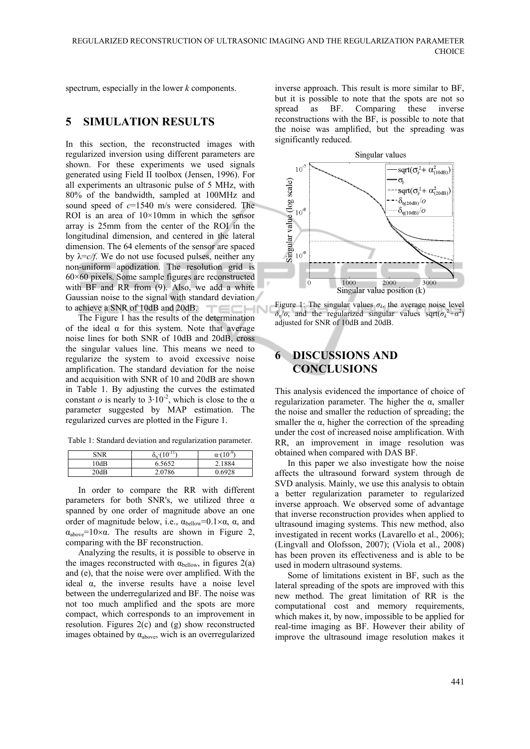spectrum, especially in the lower $k$ components.

## 5 SIMULATION RESULTS

In this section, the reconstructed images with regularized inversion using different parameters are shown. For these experiments we used signals generated using Field II toolbox (Jensen, 1996). For all experiments an ultrasonic pulse of 5 MHz, with 80% of the bandwidth, sampled at 100MHz and sound speed of $c$=1540 m/s were considered. The ROI is an area of 10×10mm in which the sensor array is 25mm from the center of the ROI in the longitudinal dimension, and centered in the lateral dimension. The 64 elements of the sensor are spaced by $\lambda=c/f$. We do not use focused pulses, neither any non-uniform apodization. The resolution grid is 60×60 pixels. Some sample figures are reconstructed with BF and RR from (9). Also, we add a white Gaussian noise to the signal with standard deviation to achieve a SNR of 10dB and 20dB.

The Figure 1 has the results of the determination of the ideal α for this system. Note that average noise lines for both SNR of 10dB and 20dB, cross the singular values line. This means we need to regularize the system to avoid excessive noise amplification. The standard deviation for the noise and acquisition with SNR of 10 and 20dB are shown in Table 1. By adjusting the curves the estimated constant $o$ is nearly to $3\cdot10^{-2}$, which is close to the α parameter suggested by MAP estimation. The regularized curves are plotted in the Figure 1.

Table 1: Standard deviation and regularization parameter.

| SNR | $\delta_\eta\cdot(10^{-11})$ | $\alpha\cdot(10^{-9})$ |
|---|---|---|
| 10dB | 6.5652 | 2.1884 |
| 20dB | 2.0786 | 0.6928 |

In order to compare the RR with different parameters for both SNR's, we utilized three α spanned by one order of magnitude above an one order of magnitude below, i.e., $\alpha_{bellow}=0.1\times\alpha$, α, and $\alpha_{above}=10\times\alpha$. The results are shown in Figure 2, comparing with the BF reconstruction.

Analyzing the results, it is possible to observe in the images reconstructed with $\alpha_{bellow}$, in figures 2(a) and (e), that the noise were over amplified. With the ideal α, the inverse results have a noise level between the underregularized and BF. The noise was not too much amplified and the spots are more compact, which corresponds to an improvement in resolution. Figures 2(c) and (g) show reconstructed images obtained by $\alpha_{above}$, wich is an overregularized inverse approach. This result is more similar to BF, but it is possible to note that the spots are not so spread as BF. Comparing these inverse reconstructions with the BF, is possible to note that the noise was amplified, but the spreading was significantly reduced.

Figure 1: The singular values $\sigma_k$, the average noise level $\delta_\eta/o$, and the regularized singular values sqrt($\sigma_k^2+\alpha^2$) adjusted for SNR of 10dB and 20dB.

## 6 DISCUSSIONS AND CONCLUSIONS

This analysis evidenced the importance of choice of regularization parameter. The higher the α, smaller the noise and smaller the reduction of spreading; the smaller the α, higher the correction of the spreading under the cost of increased noise amplification. With RR, an improvement in image resolution was obtained when compared with DAS BF.

In this paper we also investigate how the noise affects the ultrasound forward system through de SVD analysis. Mainly, we use this analysis to obtain a better regularization parameter to regularized inverse approach. We observed some of advantage that inverse reconstruction provides when applied to ultrasound imaging systems. This new method, also investigated in recent works (Lavarello et al., 2006); (Lingvall and Olofsson, 2007); (Viola et al., 2008) has been proven its effectiveness and is able to be used in modern ultrasound systems.

Some of limitations existent in BF, such as the lateral spreading of the spots are improved with this new method. The great limitation of RR is the computational cost and memory requirements, which makes it, by now, impossible to be applied for real-time imaging as BF. However their ability of improve the ultrasound image resolution makes it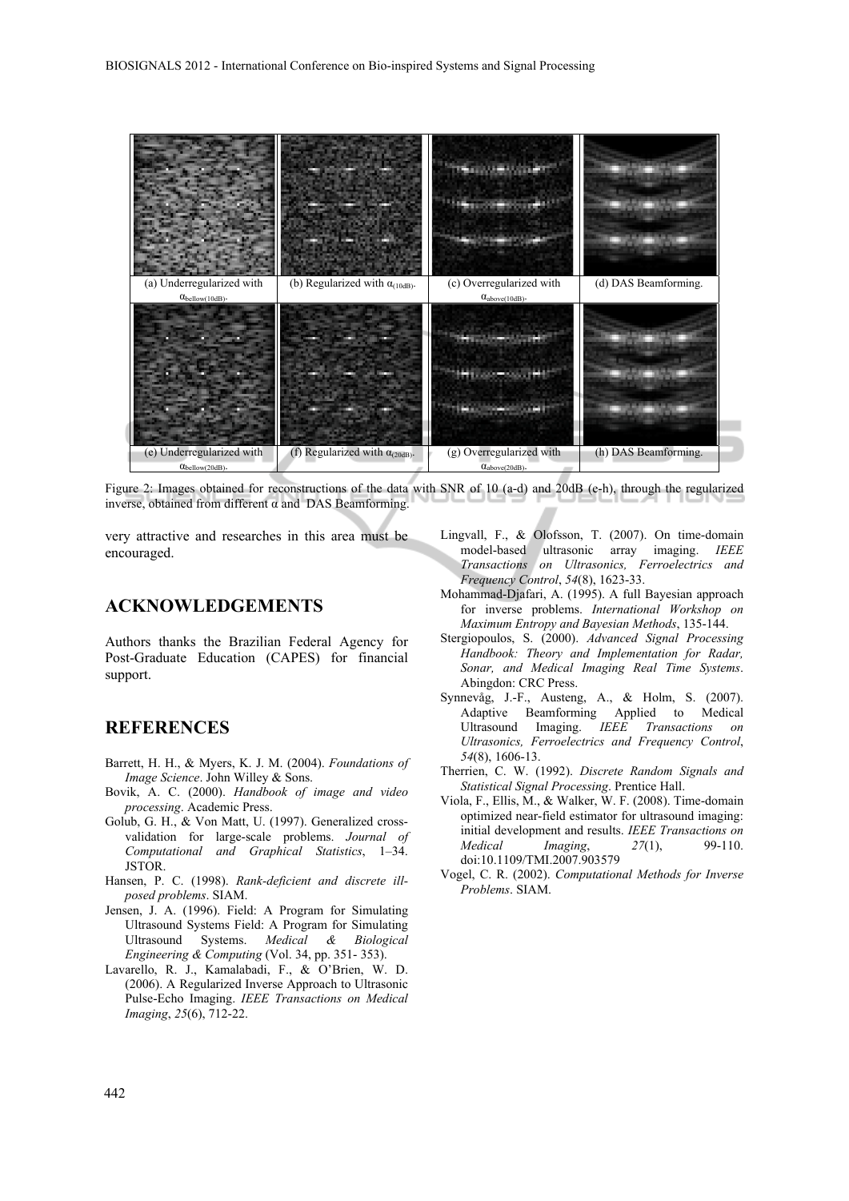(a) Underregularized with $\alpha_{bellow(10dB)}$.

(b) Regularized with $\alpha_{(10dB)}$.

(c) Overregularized with $\alpha_{above(10dB)}$.

(d) DAS Beamforming.

(e) Underregularized with $\alpha_{bellow(20dB)}$.

(f) Regularized with $\alpha_{(20dB)}$.

(g) Overregularized with $\alpha_{above(20dB)}$.

(h) DAS Beamforming.

Figure 2: Images obtained for reconstructions of the data with SNR of 10 (a-d) and 20dB (e-h), through the regularized inverse, obtained from different α and DAS Beamforming.

very attractive and researches in this area must be encouraged.

## ACKNOWLEDGEMENTS

Authors thanks the Brazilian Federal Agency for Post-Graduate Education (CAPES) for financial support.

## REFERENCES

Barrett, H. H., & Myers, K. J. M. (2004). *Foundations of Image Science*. John Willey & Sons.

Bovik, A. C. (2000). *Handbook of image and video processing*. Academic Press.

Golub, G. H., & Von Matt, U. (1997). Generalized cross-validation for large-scale problems. *Journal of Computational and Graphical Statistics*, 1–34. JSTOR.

Hansen, P. C. (1998). *Rank-deficient and discrete ill-posed problems*. SIAM.

Jensen, J. A. (1996). Field: A Program for Simulating Ultrasound Systems Field: A Program for Simulating Ultrasound Systems. *Medical & Biological Engineering & Computing* (Vol. 34, pp. 351- 353).

Lavarello, R. J., Kamalabadi, F., & O'Brien, W. D. (2006). A Regularized Inverse Approach to Ultrasonic Pulse-Echo Imaging. *IEEE Transactions on Medical Imaging*, *25*(6), 712-22.

Lingvall, F., & Olofsson, T. (2007). On time-domain model-based ultrasonic array imaging. *IEEE Transactions on Ultrasonics, Ferroelectrics and Frequency Control*, *54*(8), 1623-33.

Mohammad-Djafari, A. (1995). A full Bayesian approach for inverse problems. *International Workshop on Maximum Entropy and Bayesian Methods*, 135-144.

Stergiopoulos, S. (2000). *Advanced Signal Processing Handbook: Theory and Implementation for Radar, Sonar, and Medical Imaging Real Time Systems*. Abingdon: CRC Press.

Synnevåg, J.-F., Austeng, A., & Holm, S. (2007). Adaptive Beamforming Applied to Medical Ultrasound Imaging. *IEEE Transactions on Ultrasonics, Ferroelectrics and Frequency Control*, *54*(8), 1606-13.

Therrien, C. W. (1992). *Discrete Random Signals and Statistical Signal Processing*. Prentice Hall.

Viola, F., Ellis, M., & Walker, W. F. (2008). Time-domain optimized near-field estimator for ultrasound imaging: initial development and results. *IEEE Transactions on Medical Imaging*, *27*(1), 99-110. doi:10.1109/TMI.2007.903579

Vogel, C. R. (2002). *Computational Methods for Inverse Problems*. SIAM.